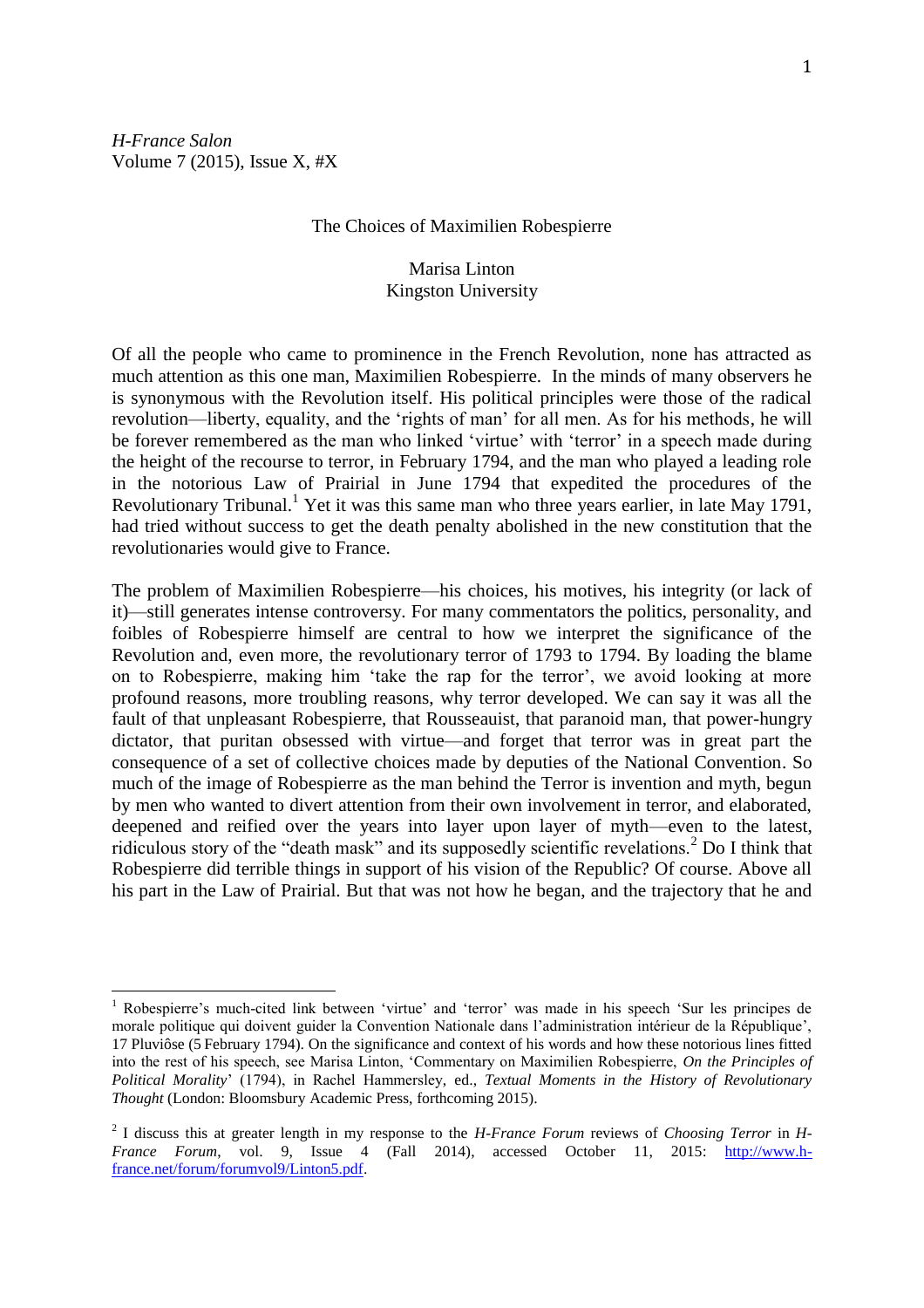*H-France Salon*
Volume 7 (2015), Issue X, #X

# The Choices of Maximilien Robespierre

Marisa Linton
Kingston University

Of all the people who came to prominence in the French Revolution, none has attracted as much attention as this one man, Maximilien Robespierre. In the minds of many observers he is synonymous with the Revolution itself. His political principles were those of the radical revolution—liberty, equality, and the 'rights of man' for all men. As for his methods, he will be forever remembered as the man who linked 'virtue' with 'terror' in a speech made during the height of the recourse to terror, in February 1794, and the man who played a leading role in the notorious Law of Prairial in June 1794 that expedited the procedures of the Revolutionary Tribunal.[1] Yet it was this same man who three years earlier, in late May 1791, had tried without success to get the death penalty abolished in the new constitution that the revolutionaries would give to France.

The problem of Maximilien Robespierre—his choices, his motives, his integrity (or lack of it)—still generates intense controversy. For many commentators the politics, personality, and foibles of Robespierre himself are central to how we interpret the significance of the Revolution and, even more, the revolutionary terror of 1793 to 1794. By loading the blame on to Robespierre, making him 'take the rap for the terror', we avoid looking at more profound reasons, more troubling reasons, why terror developed. We can say it was all the fault of that unpleasant Robespierre, that Rousseauist, that paranoid man, that power-hungry dictator, that puritan obsessed with virtue—and forget that terror was in great part the consequence of a set of collective choices made by deputies of the National Convention. So much of the image of Robespierre as the man behind the Terror is invention and myth, begun by men who wanted to divert attention from their own involvement in terror, and elaborated, deepened and reified over the years into layer upon layer of myth—even to the latest, ridiculous story of the "death mask" and its supposedly scientific revelations.[2] Do I think that Robespierre did terrible things in support of his vision of the Republic? Of course. Above all his part in the Law of Prairial. But that was not how he began, and the trajectory that he and

---

[1] Robespierre's much-cited link between 'virtue' and 'terror' was made in his speech 'Sur les principes de morale politique qui doivent guider la Convention Nationale dans l'administration intérieur de la République', 17 Pluviôse (5 February 1794). On the significance and context of his words and how these notorious lines fitted into the rest of his speech, see Marisa Linton, 'Commentary on Maximilien Robespierre, *On the Principles of Political Morality*' (1794), in Rachel Hammersley, ed., *Textual Moments in the History of Revolutionary Thought* (London: Bloomsbury Academic Press, forthcoming 2015).

[2] I discuss this at greater length in my response to the *H-France Forum* reviews of *Choosing Terror* in *H-France Forum*, vol. 9, Issue 4 (Fall 2014), accessed October 11, 2015: http://www.h-france.net/forum/forumvol9/Linton5.pdf.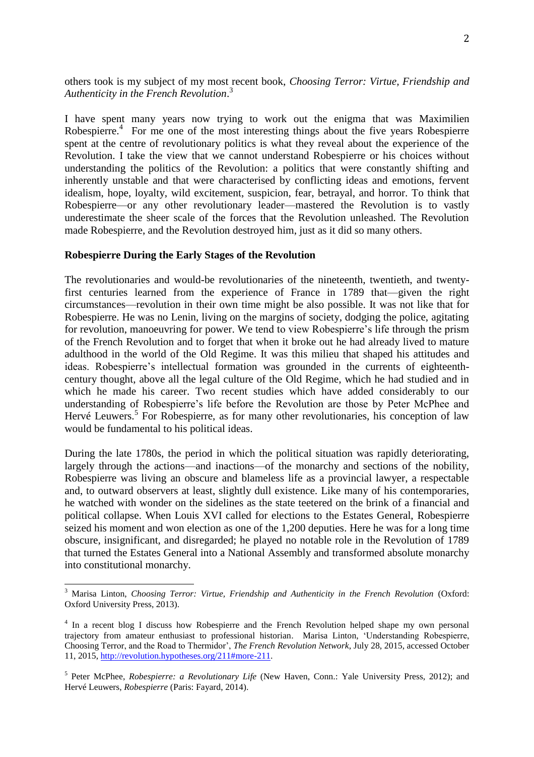others took is my subject of my most recent book, *Choosing Terror: Virtue, Friendship and Authenticity in the French Revolution*.[3]

I have spent many years now trying to work out the enigma that was Maximilien Robespierre.[4] For me one of the most interesting things about the five years Robespierre spent at the centre of revolutionary politics is what they reveal about the experience of the Revolution. I take the view that we cannot understand Robespierre or his choices without understanding the politics of the Revolution: a politics that were constantly shifting and inherently unstable and that were characterised by conflicting ideas and emotions, fervent idealism, hope, loyalty, wild excitement, suspicion, fear, betrayal, and horror. To think that Robespierre—or any other revolutionary leader—mastered the Revolution is to vastly underestimate the sheer scale of the forces that the Revolution unleashed. The Revolution made Robespierre, and the Revolution destroyed him, just as it did so many others.

**Robespierre During the Early Stages of the Revolution**

The revolutionaries and would-be revolutionaries of the nineteenth, twentieth, and twenty-first centuries learned from the experience of France in 1789 that—given the right circumstances—revolution in their own time might be also possible. It was not like that for Robespierre. He was no Lenin, living on the margins of society, dodging the police, agitating for revolution, manoeuvring for power. We tend to view Robespierre's life through the prism of the French Revolution and to forget that when it broke out he had already lived to mature adulthood in the world of the Old Regime. It was this milieu that shaped his attitudes and ideas. Robespierre's intellectual formation was grounded in the currents of eighteenth-century thought, above all the legal culture of the Old Regime, which he had studied and in which he made his career. Two recent studies which have added considerably to our understanding of Robespierre's life before the Revolution are those by Peter McPhee and Hervé Leuwers.[5] For Robespierre, as for many other revolutionaries, his conception of law would be fundamental to his political ideas.

During the late 1780s, the period in which the political situation was rapidly deteriorating, largely through the actions—and inactions—of the monarchy and sections of the nobility, Robespierre was living an obscure and blameless life as a provincial lawyer, a respectable and, to outward observers at least, slightly dull existence. Like many of his contemporaries, he watched with wonder on the sidelines as the state teetered on the brink of a financial and political collapse. When Louis XVI called for elections to the Estates General, Robespierre seized his moment and won election as one of the 1,200 deputies. Here he was for a long time obscure, insignificant, and disregarded; he played no notable role in the Revolution of 1789 that turned the Estates General into a National Assembly and transformed absolute monarchy into constitutional monarchy.

---

[3] Marisa Linton, *Choosing Terror: Virtue, Friendship and Authenticity in the French Revolution* (Oxford: Oxford University Press, 2013).

[4] In a recent blog I discuss how Robespierre and the French Revolution helped shape my own personal trajectory from amateur enthusiast to professional historian. Marisa Linton, 'Understanding Robespierre, Choosing Terror, and the Road to Thermidor', *The French Revolution Network*, July 28, 2015, accessed October 11, 2015, http://revolution.hypotheses.org/211#more-211.

[5] Peter McPhee, *Robespierre: a Revolutionary Life* (New Haven, Conn.: Yale University Press, 2012); and Hervé Leuwers, *Robespierre* (Paris: Fayard, 2014).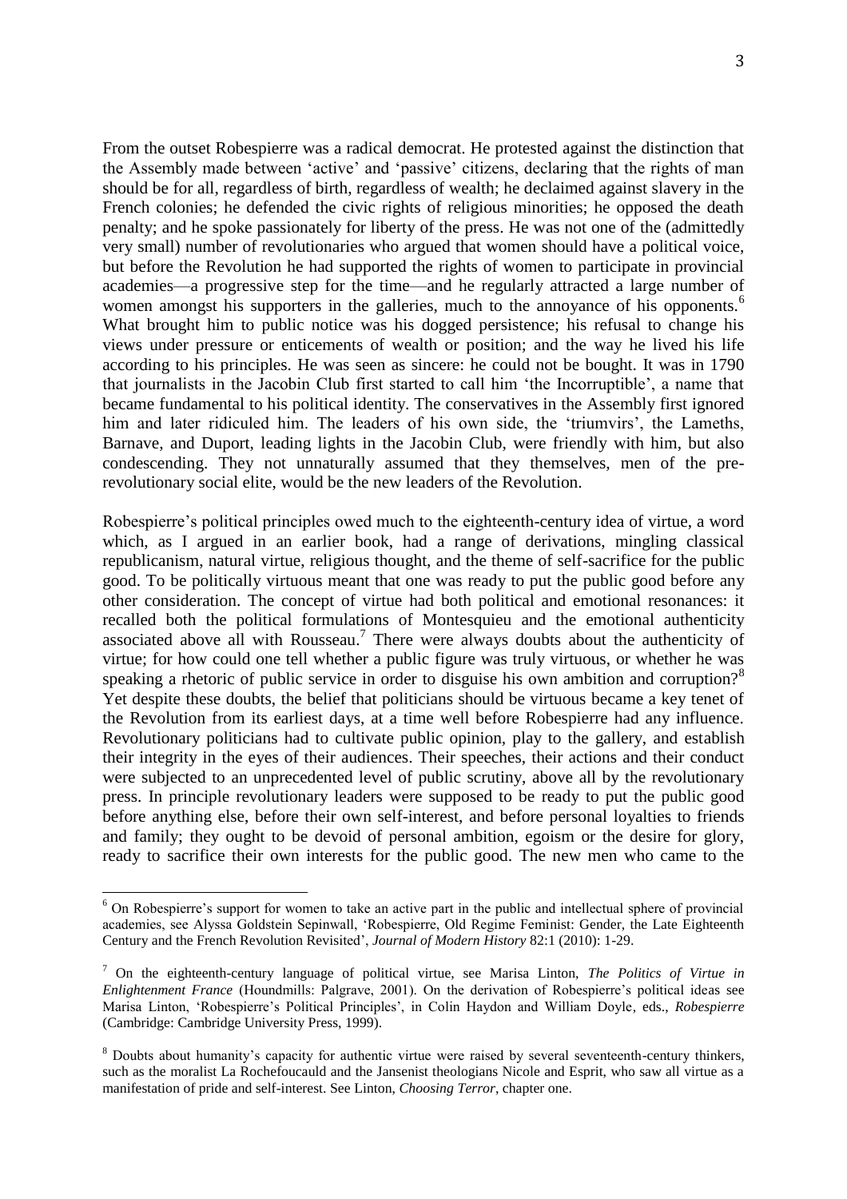From the outset Robespierre was a radical democrat. He protested against the distinction that the Assembly made between 'active' and 'passive' citizens, declaring that the rights of man should be for all, regardless of birth, regardless of wealth; he declaimed against slavery in the French colonies; he defended the civic rights of religious minorities; he opposed the death penalty; and he spoke passionately for liberty of the press. He was not one of the (admittedly very small) number of revolutionaries who argued that women should have a political voice, but before the Revolution he had supported the rights of women to participate in provincial academies—a progressive step for the time—and he regularly attracted a large number of women amongst his supporters in the galleries, much to the annoyance of his opponents.[6] What brought him to public notice was his dogged persistence; his refusal to change his views under pressure or enticements of wealth or position; and the way he lived his life according to his principles. He was seen as sincere: he could not be bought. It was in 1790 that journalists in the Jacobin Club first started to call him 'the Incorruptible', a name that became fundamental to his political identity. The conservatives in the Assembly first ignored him and later ridiculed him. The leaders of his own side, the 'triumvirs', the Lameths, Barnave, and Duport, leading lights in the Jacobin Club, were friendly with him, but also condescending. They not unnaturally assumed that they themselves, men of the pre-revolutionary social elite, would be the new leaders of the Revolution.

Robespierre's political principles owed much to the eighteenth-century idea of virtue, a word which, as I argued in an earlier book, had a range of derivations, mingling classical republicanism, natural virtue, religious thought, and the theme of self-sacrifice for the public good. To be politically virtuous meant that one was ready to put the public good before any other consideration. The concept of virtue had both political and emotional resonances: it recalled both the political formulations of Montesquieu and the emotional authenticity associated above all with Rousseau.[7] There were always doubts about the authenticity of virtue; for how could one tell whether a public figure was truly virtuous, or whether he was speaking a rhetoric of public service in order to disguise his own ambition and corruption?[8] Yet despite these doubts, the belief that politicians should be virtuous became a key tenet of the Revolution from its earliest days, at a time well before Robespierre had any influence. Revolutionary politicians had to cultivate public opinion, play to the gallery, and establish their integrity in the eyes of their audiences. Their speeches, their actions and their conduct were subjected to an unprecedented level of public scrutiny, above all by the revolutionary press. In principle revolutionary leaders were supposed to be ready to put the public good before anything else, before their own self-interest, and before personal loyalties to friends and family; they ought to be devoid of personal ambition, egoism or the desire for glory, ready to sacrifice their own interests for the public good. The new men who came to the

---

[6] On Robespierre's support for women to take an active part in the public and intellectual sphere of provincial academies, see Alyssa Goldstein Sepinwall, 'Robespierre, Old Regime Feminist: Gender, the Late Eighteenth Century and the French Revolution Revisited', *Journal of Modern History* 82:1 (2010): 1-29.

[7] On the eighteenth-century language of political virtue, see Marisa Linton, *The Politics of Virtue in Enlightenment France* (Houndmills: Palgrave, 2001). On the derivation of Robespierre's political ideas see Marisa Linton, 'Robespierre's Political Principles', in Colin Haydon and William Doyle, eds., *Robespierre* (Cambridge: Cambridge University Press, 1999).

[8] Doubts about humanity's capacity for authentic virtue were raised by several seventeenth-century thinkers, such as the moralist La Rochefoucauld and the Jansenist theologians Nicole and Esprit, who saw all virtue as a manifestation of pride and self-interest. See Linton, *Choosing Terror*, chapter one.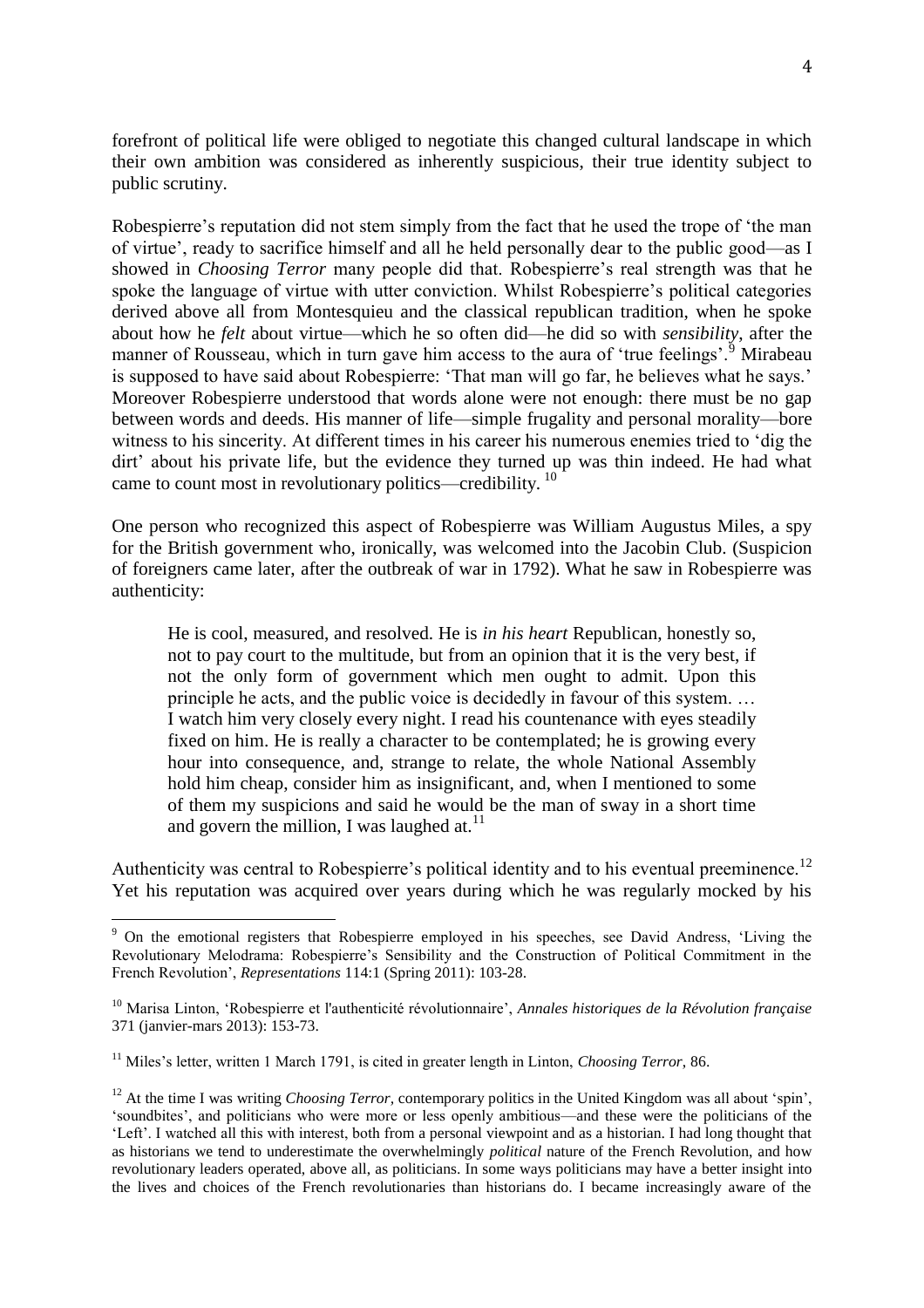forefront of political life were obliged to negotiate this changed cultural landscape in which their own ambition was considered as inherently suspicious, their true identity subject to public scrutiny.

Robespierre's reputation did not stem simply from the fact that he used the trope of 'the man of virtue', ready to sacrifice himself and all he held personally dear to the public good—as I showed in *Choosing Terror* many people did that. Robespierre's real strength was that he spoke the language of virtue with utter conviction. Whilst Robespierre's political categories derived above all from Montesquieu and the classical republican tradition, when he spoke about how he *felt* about virtue—which he so often did—he did so with *sensibility*, after the manner of Rousseau, which in turn gave him access to the aura of 'true feelings'.[9] Mirabeau is supposed to have said about Robespierre: 'That man will go far, he believes what he says.' Moreover Robespierre understood that words alone were not enough: there must be no gap between words and deeds. His manner of life—simple frugality and personal morality—bore witness to his sincerity. At different times in his career his numerous enemies tried to 'dig the dirt' about his private life, but the evidence they turned up was thin indeed. He had what came to count most in revolutionary politics—credibility.[10]

One person who recognized this aspect of Robespierre was William Augustus Miles, a spy for the British government who, ironically, was welcomed into the Jacobin Club. (Suspicion of foreigners came later, after the outbreak of war in 1792). What he saw in Robespierre was authenticity:

> He is cool, measured, and resolved. He is *in his heart* Republican, honestly so, not to pay court to the multitude, but from an opinion that it is the very best, if not the only form of government which men ought to admit. Upon this principle he acts, and the public voice is decidedly in favour of this system. … I watch him very closely every night. I read his countenance with eyes steadily fixed on him. He is really a character to be contemplated; he is growing every hour into consequence, and, strange to relate, the whole National Assembly hold him cheap, consider him as insignificant, and, when I mentioned to some of them my suspicions and said he would be the man of sway in a short time and govern the million, I was laughed at.[11]

Authenticity was central to Robespierre's political identity and to his eventual preeminence.[12] Yet his reputation was acquired over years during which he was regularly mocked by his

---

[9] On the emotional registers that Robespierre employed in his speeches, see David Andress, 'Living the Revolutionary Melodrama: Robespierre's Sensibility and the Construction of Political Commitment in the French Revolution', *Representations* 114:1 (Spring 2011): 103-28.

[10] Marisa Linton, 'Robespierre et l'authenticité révolutionnaire', *Annales historiques de la Révolution française* 371 (janvier-mars 2013): 153-73.

[11] Miles's letter, written 1 March 1791, is cited in greater length in Linton, *Choosing Terror*, 86.

[12] At the time I was writing *Choosing Terror*, contemporary politics in the United Kingdom was all about 'spin', 'soundbites', and politicians who were more or less openly ambitious—and these were the politicians of the 'Left'. I watched all this with interest, both from a personal viewpoint and as a historian. I had long thought that as historians we tend to underestimate the overwhelmingly *political* nature of the French Revolution, and how revolutionary leaders operated, above all, as politicians. In some ways politicians may have a better insight into the lives and choices of the French revolutionaries than historians do. I became increasingly aware of the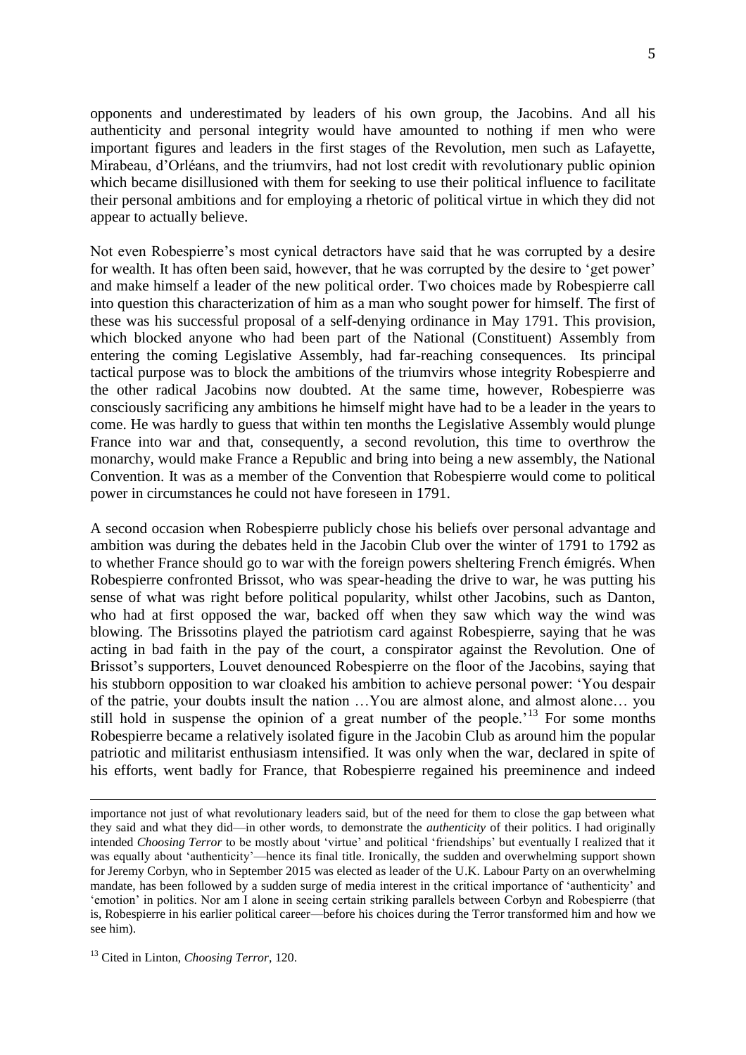opponents and underestimated by leaders of his own group, the Jacobins. And all his authenticity and personal integrity would have amounted to nothing if men who were important figures and leaders in the first stages of the Revolution, men such as Lafayette, Mirabeau, d'Orléans, and the triumvirs, had not lost credit with revolutionary public opinion which became disillusioned with them for seeking to use their political influence to facilitate their personal ambitions and for employing a rhetoric of political virtue in which they did not appear to actually believe.

Not even Robespierre's most cynical detractors have said that he was corrupted by a desire for wealth. It has often been said, however, that he was corrupted by the desire to 'get power' and make himself a leader of the new political order. Two choices made by Robespierre call into question this characterization of him as a man who sought power for himself. The first of these was his successful proposal of a self-denying ordinance in May 1791. This provision, which blocked anyone who had been part of the National (Constituent) Assembly from entering the coming Legislative Assembly, had far-reaching consequences. Its principal tactical purpose was to block the ambitions of the triumvirs whose integrity Robespierre and the other radical Jacobins now doubted. At the same time, however, Robespierre was consciously sacrificing any ambitions he himself might have had to be a leader in the years to come. He was hardly to guess that within ten months the Legislative Assembly would plunge France into war and that, consequently, a second revolution, this time to overthrow the monarchy, would make France a Republic and bring into being a new assembly, the National Convention. It was as a member of the Convention that Robespierre would come to political power in circumstances he could not have foreseen in 1791.

A second occasion when Robespierre publicly chose his beliefs over personal advantage and ambition was during the debates held in the Jacobin Club over the winter of 1791 to 1792 as to whether France should go to war with the foreign powers sheltering French émigrés. When Robespierre confronted Brissot, who was spear-heading the drive to war, he was putting his sense of what was right before political popularity, whilst other Jacobins, such as Danton, who had at first opposed the war, backed off when they saw which way the wind was blowing. The Brissotins played the patriotism card against Robespierre, saying that he was acting in bad faith in the pay of the court, a conspirator against the Revolution. One of Brissot's supporters, Louvet denounced Robespierre on the floor of the Jacobins, saying that his stubborn opposition to war cloaked his ambition to achieve personal power: 'You despair of the patrie, your doubts insult the nation …You are almost alone, and almost alone… you still hold in suspense the opinion of a great number of the people.'[13] For some months Robespierre became a relatively isolated figure in the Jacobin Club as around him the popular patriotic and militarist enthusiasm intensified. It was only when the war, declared in spite of his efforts, went badly for France, that Robespierre regained his preeminence and indeed

---

importance not just of what revolutionary leaders said, but of the need for them to close the gap between what they said and what they did—in other words, to demonstrate the *authenticity* of their politics. I had originally intended *Choosing Terror* to be mostly about 'virtue' and political 'friendships' but eventually I realized that it was equally about 'authenticity'—hence its final title. Ironically, the sudden and overwhelming support shown for Jeremy Corbyn, who in September 2015 was elected as leader of the U.K. Labour Party on an overwhelming mandate, has been followed by a sudden surge of media interest in the critical importance of 'authenticity' and 'emotion' in politics. Nor am I alone in seeing certain striking parallels between Corbyn and Robespierre (that is, Robespierre in his earlier political career—before his choices during the Terror transformed him and how we see him).

[13] Cited in Linton, *Choosing Terror*, 120.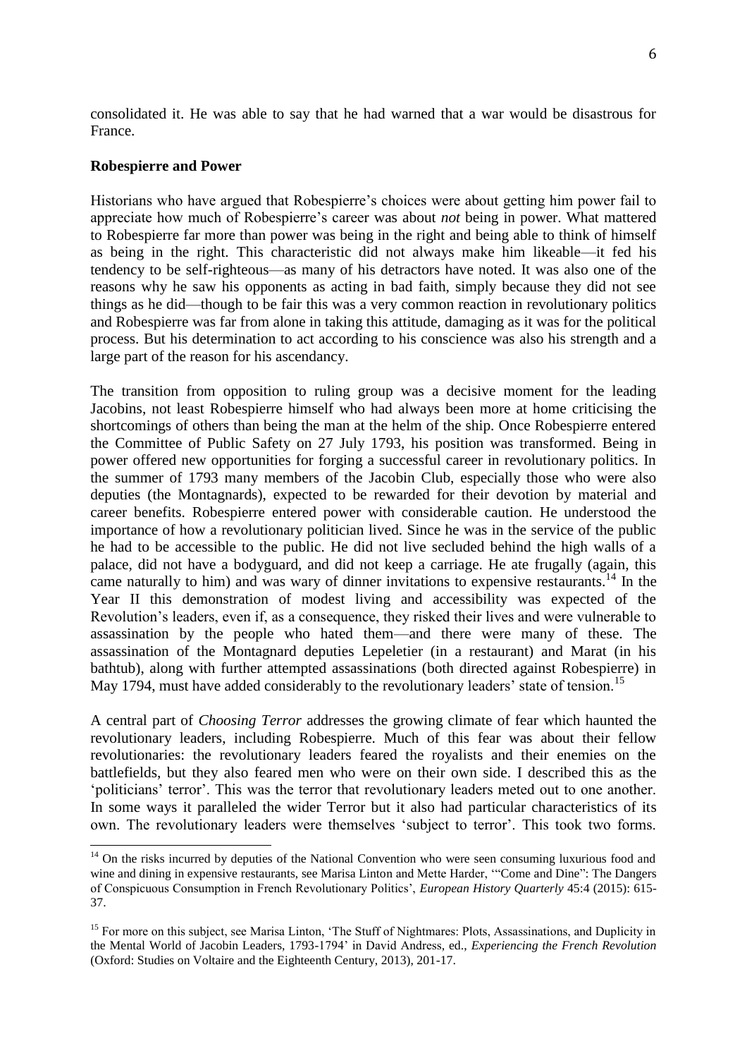consolidated it. He was able to say that he had warned that a war would be disastrous for France.

## Robespierre and Power

Historians who have argued that Robespierre's choices were about getting him power fail to appreciate how much of Robespierre's career was about *not* being in power. What mattered to Robespierre far more than power was being in the right and being able to think of himself as being in the right. This characteristic did not always make him likeable—it fed his tendency to be self-righteous—as many of his detractors have noted. It was also one of the reasons why he saw his opponents as acting in bad faith, simply because they did not see things as he did—though to be fair this was a very common reaction in revolutionary politics and Robespierre was far from alone in taking this attitude, damaging as it was for the political process. But his determination to act according to his conscience was also his strength and a large part of the reason for his ascendancy.

The transition from opposition to ruling group was a decisive moment for the leading Jacobins, not least Robespierre himself who had always been more at home criticising the shortcomings of others than being the man at the helm of the ship. Once Robespierre entered the Committee of Public Safety on 27 July 1793, his position was transformed. Being in power offered new opportunities for forging a successful career in revolutionary politics. In the summer of 1793 many members of the Jacobin Club, especially those who were also deputies (the Montagnards), expected to be rewarded for their devotion by material and career benefits. Robespierre entered power with considerable caution. He understood the importance of how a revolutionary politician lived. Since he was in the service of the public he had to be accessible to the public. He did not live secluded behind the high walls of a palace, did not have a bodyguard, and did not keep a carriage. He ate frugally (again, this came naturally to him) and was wary of dinner invitations to expensive restaurants.[14] In the Year II this demonstration of modest living and accessibility was expected of the Revolution's leaders, even if, as a consequence, they risked their lives and were vulnerable to assassination by the people who hated them—and there were many of these. The assassination of the Montagnard deputies Lepeletier (in a restaurant) and Marat (in his bathtub), along with further attempted assassinations (both directed against Robespierre) in May 1794, must have added considerably to the revolutionary leaders' state of tension.[15]

A central part of *Choosing Terror* addresses the growing climate of fear which haunted the revolutionary leaders, including Robespierre. Much of this fear was about their fellow revolutionaries: the revolutionary leaders feared the royalists and their enemies on the battlefields, but they also feared men who were on their own side. I described this as the 'politicians' terror'. This was the terror that revolutionary leaders meted out to one another. In some ways it paralleled the wider Terror but it also had particular characteristics of its own. The revolutionary leaders were themselves 'subject to terror'. This took two forms.

---

[14] On the risks incurred by deputies of the National Convention who were seen consuming luxurious food and wine and dining in expensive restaurants, see Marisa Linton and Mette Harder, '"Come and Dine": The Dangers of Conspicuous Consumption in French Revolutionary Politics', *European History Quarterly* 45:4 (2015): 615-37.

[15] For more on this subject, see Marisa Linton, 'The Stuff of Nightmares: Plots, Assassinations, and Duplicity in the Mental World of Jacobin Leaders, 1793-1794' in David Andress, ed., *Experiencing the French Revolution* (Oxford: Studies on Voltaire and the Eighteenth Century, 2013), 201-17.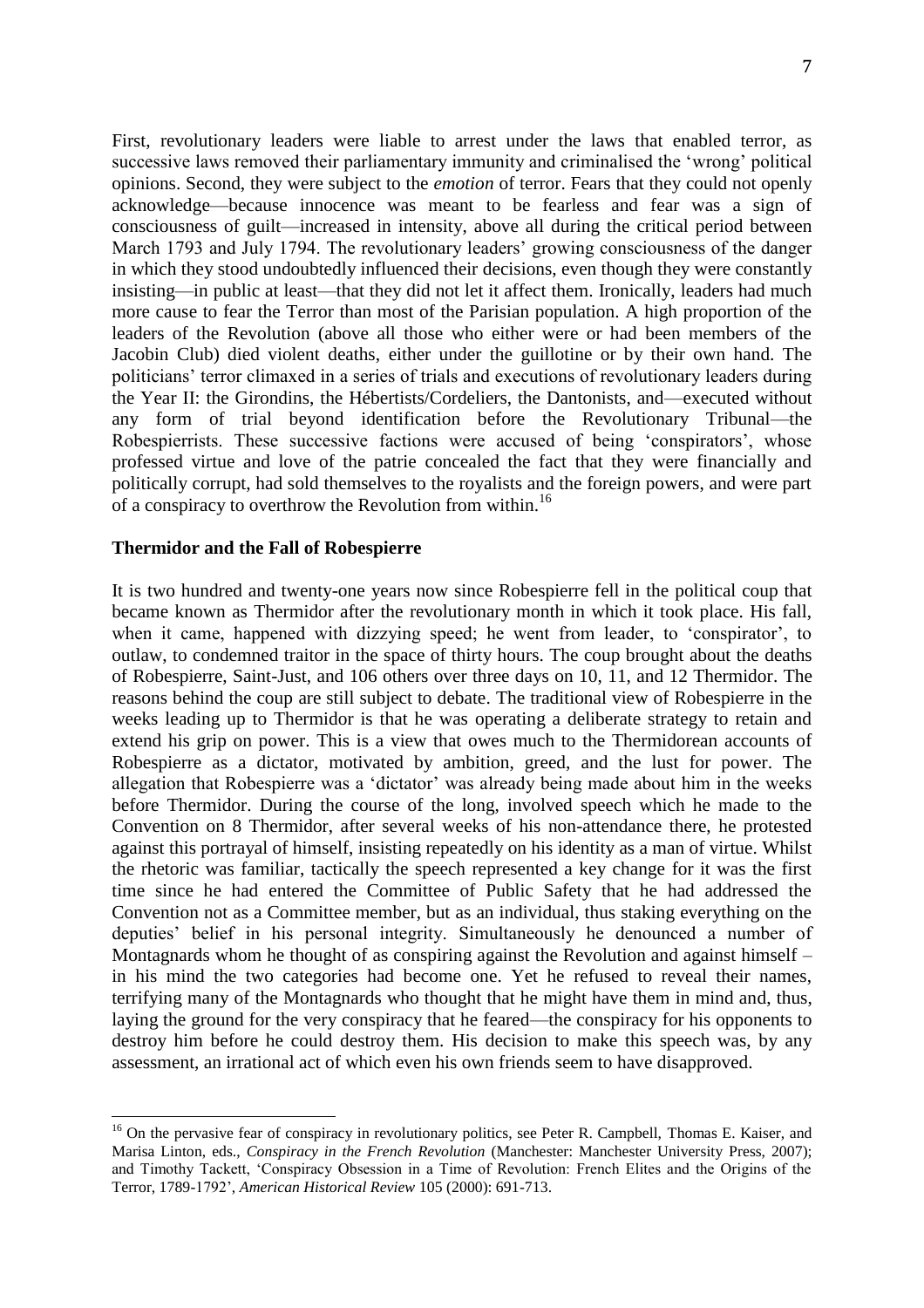First, revolutionary leaders were liable to arrest under the laws that enabled terror, as successive laws removed their parliamentary immunity and criminalised the 'wrong' political opinions. Second, they were subject to the *emotion* of terror. Fears that they could not openly acknowledge—because innocence was meant to be fearless and fear was a sign of consciousness of guilt—increased in intensity, above all during the critical period between March 1793 and July 1794. The revolutionary leaders' growing consciousness of the danger in which they stood undoubtedly influenced their decisions, even though they were constantly insisting—in public at least—that they did not let it affect them. Ironically, leaders had much more cause to fear the Terror than most of the Parisian population. A high proportion of the leaders of the Revolution (above all those who either were or had been members of the Jacobin Club) died violent deaths, either under the guillotine or by their own hand. The politicians' terror climaxed in a series of trials and executions of revolutionary leaders during the Year II: the Girondins, the Hébertists/Cordeliers, the Dantonists, and—executed without any form of trial beyond identification before the Revolutionary Tribunal—the Robespierrists. These successive factions were accused of being 'conspirators', whose professed virtue and love of the patrie concealed the fact that they were financially and politically corrupt, had sold themselves to the royalists and the foreign powers, and were part of a conspiracy to overthrow the Revolution from within.[16]

## Thermidor and the Fall of Robespierre

It is two hundred and twenty-one years now since Robespierre fell in the political coup that became known as Thermidor after the revolutionary month in which it took place. His fall, when it came, happened with dizzying speed; he went from leader, to 'conspirator', to outlaw, to condemned traitor in the space of thirty hours. The coup brought about the deaths of Robespierre, Saint-Just, and 106 others over three days on 10, 11, and 12 Thermidor. The reasons behind the coup are still subject to debate. The traditional view of Robespierre in the weeks leading up to Thermidor is that he was operating a deliberate strategy to retain and extend his grip on power. This is a view that owes much to the Thermidorean accounts of Robespierre as a dictator, motivated by ambition, greed, and the lust for power. The allegation that Robespierre was a 'dictator' was already being made about him in the weeks before Thermidor. During the course of the long, involved speech which he made to the Convention on 8 Thermidor, after several weeks of his non-attendance there, he protested against this portrayal of himself, insisting repeatedly on his identity as a man of virtue. Whilst the rhetoric was familiar, tactically the speech represented a key change for it was the first time since he had entered the Committee of Public Safety that he had addressed the Convention not as a Committee member, but as an individual, thus staking everything on the deputies' belief in his personal integrity. Simultaneously he denounced a number of Montagnards whom he thought of as conspiring against the Revolution and against himself – in his mind the two categories had become one. Yet he refused to reveal their names, terrifying many of the Montagnards who thought that he might have them in mind and, thus, laying the ground for the very conspiracy that he feared—the conspiracy for his opponents to destroy him before he could destroy them. His decision to make this speech was, by any assessment, an irrational act of which even his own friends seem to have disapproved.

---

[16] On the pervasive fear of conspiracy in revolutionary politics, see Peter R. Campbell, Thomas E. Kaiser, and Marisa Linton, eds., *Conspiracy in the French Revolution* (Manchester: Manchester University Press, 2007); and Timothy Tackett, 'Conspiracy Obsession in a Time of Revolution: French Elites and the Origins of the Terror, 1789-1792', *American Historical Review* 105 (2000): 691-713.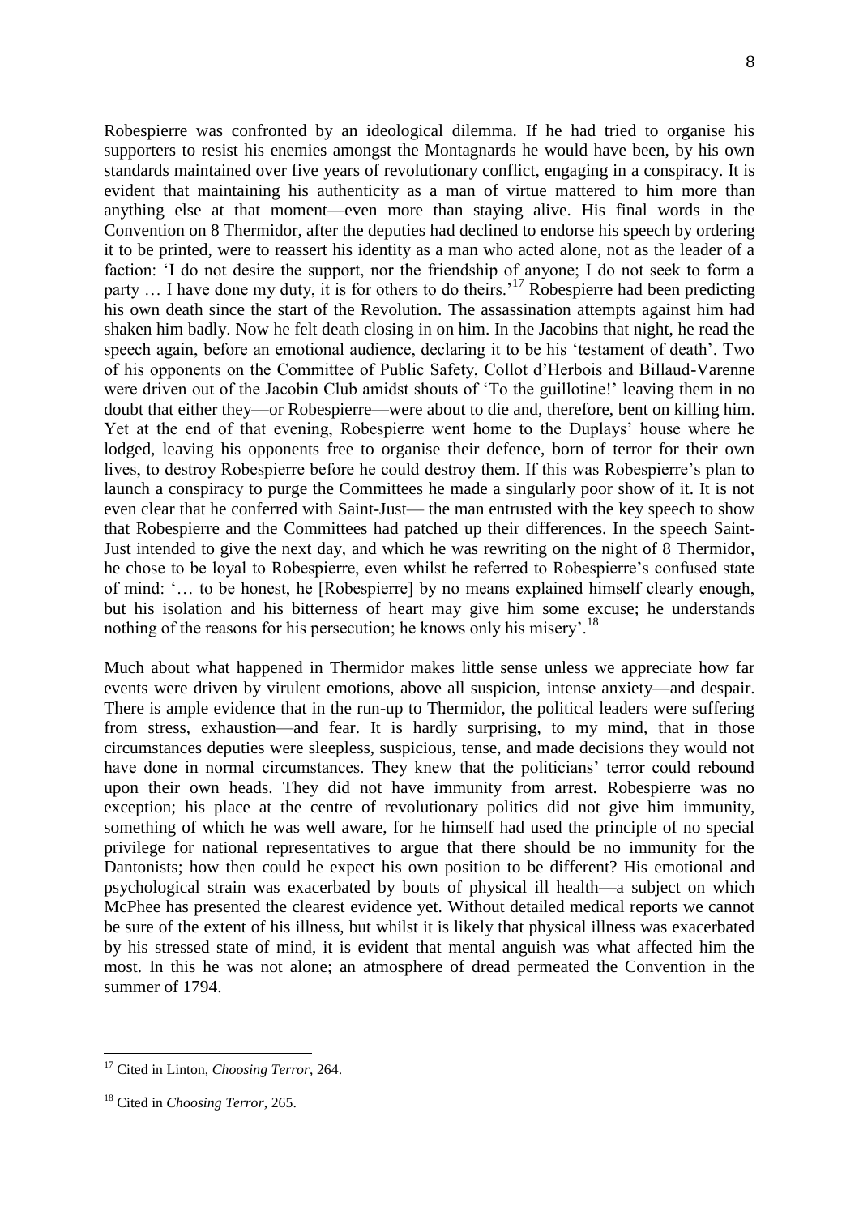Robespierre was confronted by an ideological dilemma. If he had tried to organise his supporters to resist his enemies amongst the Montagnards he would have been, by his own standards maintained over five years of revolutionary conflict, engaging in a conspiracy. It is evident that maintaining his authenticity as a man of virtue mattered to him more than anything else at that moment—even more than staying alive. His final words in the Convention on 8 Thermidor, after the deputies had declined to endorse his speech by ordering it to be printed, were to reassert his identity as a man who acted alone, not as the leader of a faction: 'I do not desire the support, nor the friendship of anyone; I do not seek to form a party … I have done my duty, it is for others to do theirs.'[17] Robespierre had been predicting his own death since the start of the Revolution. The assassination attempts against him had shaken him badly. Now he felt death closing in on him. In the Jacobins that night, he read the speech again, before an emotional audience, declaring it to be his 'testament of death'. Two of his opponents on the Committee of Public Safety, Collot d'Herbois and Billaud-Varenne were driven out of the Jacobin Club amidst shouts of 'To the guillotine!' leaving them in no doubt that either they—or Robespierre—were about to die and, therefore, bent on killing him. Yet at the end of that evening, Robespierre went home to the Duplays' house where he lodged, leaving his opponents free to organise their defence, born of terror for their own lives, to destroy Robespierre before he could destroy them. If this was Robespierre's plan to launch a conspiracy to purge the Committees he made a singularly poor show of it. It is not even clear that he conferred with Saint-Just— the man entrusted with the key speech to show that Robespierre and the Committees had patched up their differences. In the speech Saint-Just intended to give the next day, and which he was rewriting on the night of 8 Thermidor, he chose to be loyal to Robespierre, even whilst he referred to Robespierre's confused state of mind: '… to be honest, he [Robespierre] by no means explained himself clearly enough, but his isolation and his bitterness of heart may give him some excuse; he understands nothing of the reasons for his persecution; he knows only his misery'.[18]

Much about what happened in Thermidor makes little sense unless we appreciate how far events were driven by virulent emotions, above all suspicion, intense anxiety—and despair. There is ample evidence that in the run-up to Thermidor, the political leaders were suffering from stress, exhaustion—and fear. It is hardly surprising, to my mind, that in those circumstances deputies were sleepless, suspicious, tense, and made decisions they would not have done in normal circumstances. They knew that the politicians' terror could rebound upon their own heads. They did not have immunity from arrest. Robespierre was no exception; his place at the centre of revolutionary politics did not give him immunity, something of which he was well aware, for he himself had used the principle of no special privilege for national representatives to argue that there should be no immunity for the Dantonists; how then could he expect his own position to be different? His emotional and psychological strain was exacerbated by bouts of physical ill health—a subject on which McPhee has presented the clearest evidence yet. Without detailed medical reports we cannot be sure of the extent of his illness, but whilst it is likely that physical illness was exacerbated by his stressed state of mind, it is evident that mental anguish was what affected him the most. In this he was not alone; an atmosphere of dread permeated the Convention in the summer of 1794.

---

[17] Cited in Linton, *Choosing Terror*, 264.

[18] Cited in *Choosing Terror*, 265.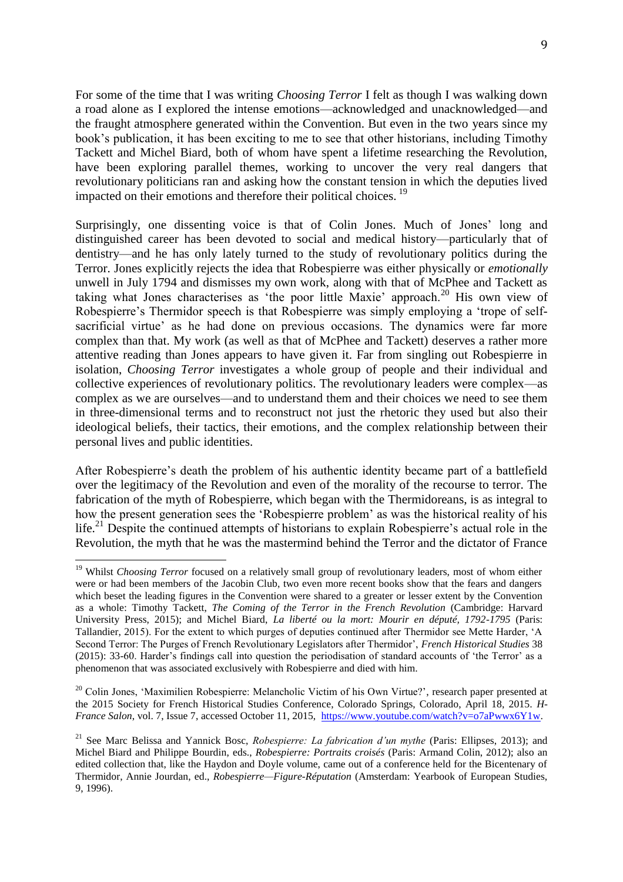For some of the time that I was writing *Choosing Terror* I felt as though I was walking down a road alone as I explored the intense emotions—acknowledged and unacknowledged—and the fraught atmosphere generated within the Convention. But even in the two years since my book's publication, it has been exciting to me to see that other historians, including Timothy Tackett and Michel Biard, both of whom have spent a lifetime researching the Revolution, have been exploring parallel themes, working to uncover the very real dangers that revolutionary politicians ran and asking how the constant tension in which the deputies lived impacted on their emotions and therefore their political choices. [19]

Surprisingly, one dissenting voice is that of Colin Jones. Much of Jones' long and distinguished career has been devoted to social and medical history—particularly that of dentistry—and he has only lately turned to the study of revolutionary politics during the Terror. Jones explicitly rejects the idea that Robespierre was either physically or *emotionally* unwell in July 1794 and dismisses my own work, along with that of McPhee and Tackett as taking what Jones characterises as 'the poor little Maxie' approach.[20] His own view of Robespierre's Thermidor speech is that Robespierre was simply employing a 'trope of self-sacrificial virtue' as he had done on previous occasions. The dynamics were far more complex than that. My work (as well as that of McPhee and Tackett) deserves a rather more attentive reading than Jones appears to have given it. Far from singling out Robespierre in isolation, *Choosing Terror* investigates a whole group of people and their individual and collective experiences of revolutionary politics. The revolutionary leaders were complex—as complex as we are ourselves—and to understand them and their choices we need to see them in three-dimensional terms and to reconstruct not just the rhetoric they used but also their ideological beliefs, their tactics, their emotions, and the complex relationship between their personal lives and public identities.

After Robespierre's death the problem of his authentic identity became part of a battlefield over the legitimacy of the Revolution and even of the morality of the recourse to terror. The fabrication of the myth of Robespierre, which began with the Thermidoreans, is as integral to how the present generation sees the 'Robespierre problem' as was the historical reality of his life.[21] Despite the continued attempts of historians to explain Robespierre's actual role in the Revolution, the myth that he was the mastermind behind the Terror and the dictator of France

---

[19] Whilst *Choosing Terror* focused on a relatively small group of revolutionary leaders, most of whom either were or had been members of the Jacobin Club, two even more recent books show that the fears and dangers which beset the leading figures in the Convention were shared to a greater or lesser extent by the Convention as a whole: Timothy Tackett, *The Coming of the Terror in the French Revolution* (Cambridge: Harvard University Press, 2015); and Michel Biard, *La liberté ou la mort: Mourir en député, 1792-1795* (Paris: Tallandier, 2015). For the extent to which purges of deputies continued after Thermidor see Mette Harder, 'A Second Terror: The Purges of French Revolutionary Legislators after Thermidor', *French Historical Studies* 38 (2015): 33-60. Harder's findings call into question the periodisation of standard accounts of 'the Terror' as a phenomenon that was associated exclusively with Robespierre and died with him.

[20] Colin Jones, 'Maximilien Robespierre: Melancholic Victim of his Own Virtue?', research paper presented at the 2015 Society for French Historical Studies Conference, Colorado Springs, Colorado, April 18, 2015. *H-France Salon*, vol. 7, Issue 7, accessed October 11, 2015, https://www.youtube.com/watch?v=o7aPwwx6Y1w.

[21] See Marc Belissa and Yannick Bosc, *Robespierre: La fabrication d'un mythe* (Paris: Ellipses, 2013); and Michel Biard and Philippe Bourdin, eds., *Robespierre: Portraits croisés* (Paris: Armand Colin, 2012); also an edited collection that, like the Haydon and Doyle volume, came out of a conference held for the Bicentenary of Thermidor, Annie Jourdan, ed., *Robespierre—Figure-Réputation* (Amsterdam: Yearbook of European Studies, 9, 1996).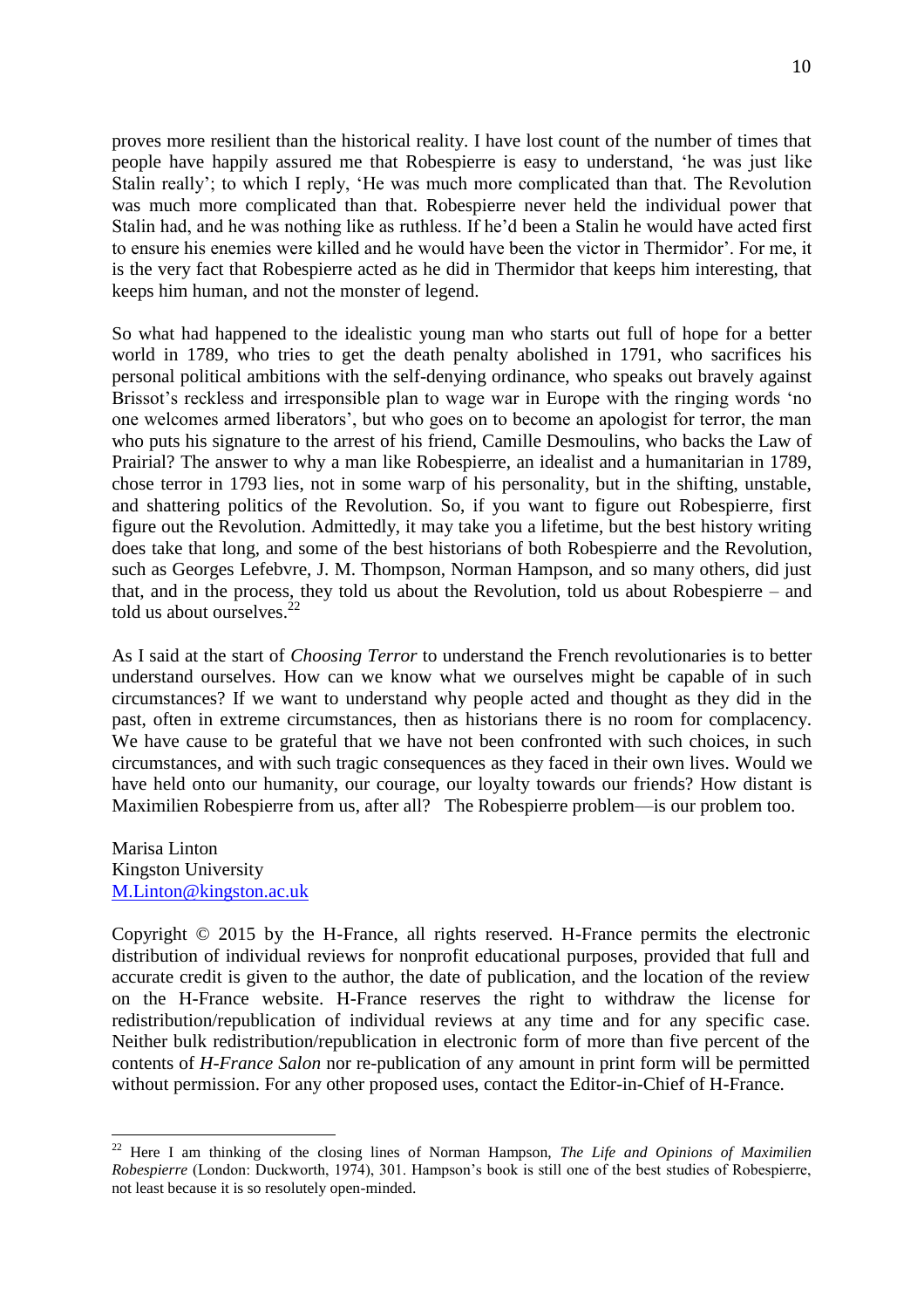proves more resilient than the historical reality. I have lost count of the number of times that people have happily assured me that Robespierre is easy to understand, 'he was just like Stalin really'; to which I reply, 'He was much more complicated than that. The Revolution was much more complicated than that. Robespierre never held the individual power that Stalin had, and he was nothing like as ruthless. If he'd been a Stalin he would have acted first to ensure his enemies were killed and he would have been the victor in Thermidor'. For me, it is the very fact that Robespierre acted as he did in Thermidor that keeps him interesting, that keeps him human, and not the monster of legend.

So what had happened to the idealistic young man who starts out full of hope for a better world in 1789, who tries to get the death penalty abolished in 1791, who sacrifices his personal political ambitions with the self-denying ordinance, who speaks out bravely against Brissot's reckless and irresponsible plan to wage war in Europe with the ringing words 'no one welcomes armed liberators', but who goes on to become an apologist for terror, the man who puts his signature to the arrest of his friend, Camille Desmoulins, who backs the Law of Prairial? The answer to why a man like Robespierre, an idealist and a humanitarian in 1789, chose terror in 1793 lies, not in some warp of his personality, but in the shifting, unstable, and shattering politics of the Revolution. So, if you want to figure out Robespierre, first figure out the Revolution. Admittedly, it may take you a lifetime, but the best history writing does take that long, and some of the best historians of both Robespierre and the Revolution, such as Georges Lefebvre, J. M. Thompson, Norman Hampson, and so many others, did just that, and in the process, they told us about the Revolution, told us about Robespierre – and told us about ourselves.[22]

As I said at the start of *Choosing Terror* to understand the French revolutionaries is to better understand ourselves. How can we know what we ourselves might be capable of in such circumstances? If we want to understand why people acted and thought as they did in the past, often in extreme circumstances, then as historians there is no room for complacency. We have cause to be grateful that we have not been confronted with such choices, in such circumstances, and with such tragic consequences as they faced in their own lives. Would we have held onto our humanity, our courage, our loyalty towards our friends? How distant is Maximilien Robespierre from us, after all? The Robespierre problem—is our problem too.

Marisa Linton
Kingston University
M.Linton@kingston.ac.uk

Copyright © 2015 by the H-France, all rights reserved. H-France permits the electronic distribution of individual reviews for nonprofit educational purposes, provided that full and accurate credit is given to the author, the date of publication, and the location of the review on the H-France website. H-France reserves the right to withdraw the license for redistribution/republication of individual reviews at any time and for any specific case. Neither bulk redistribution/republication in electronic form of more than five percent of the contents of *H-France Salon* nor re-publication of any amount in print form will be permitted without permission. For any other proposed uses, contact the Editor-in-Chief of H-France.

[22] Here I am thinking of the closing lines of Norman Hampson, *The Life and Opinions of Maximilien Robespierre* (London: Duckworth, 1974), 301. Hampson's book is still one of the best studies of Robespierre, not least because it is so resolutely open-minded.